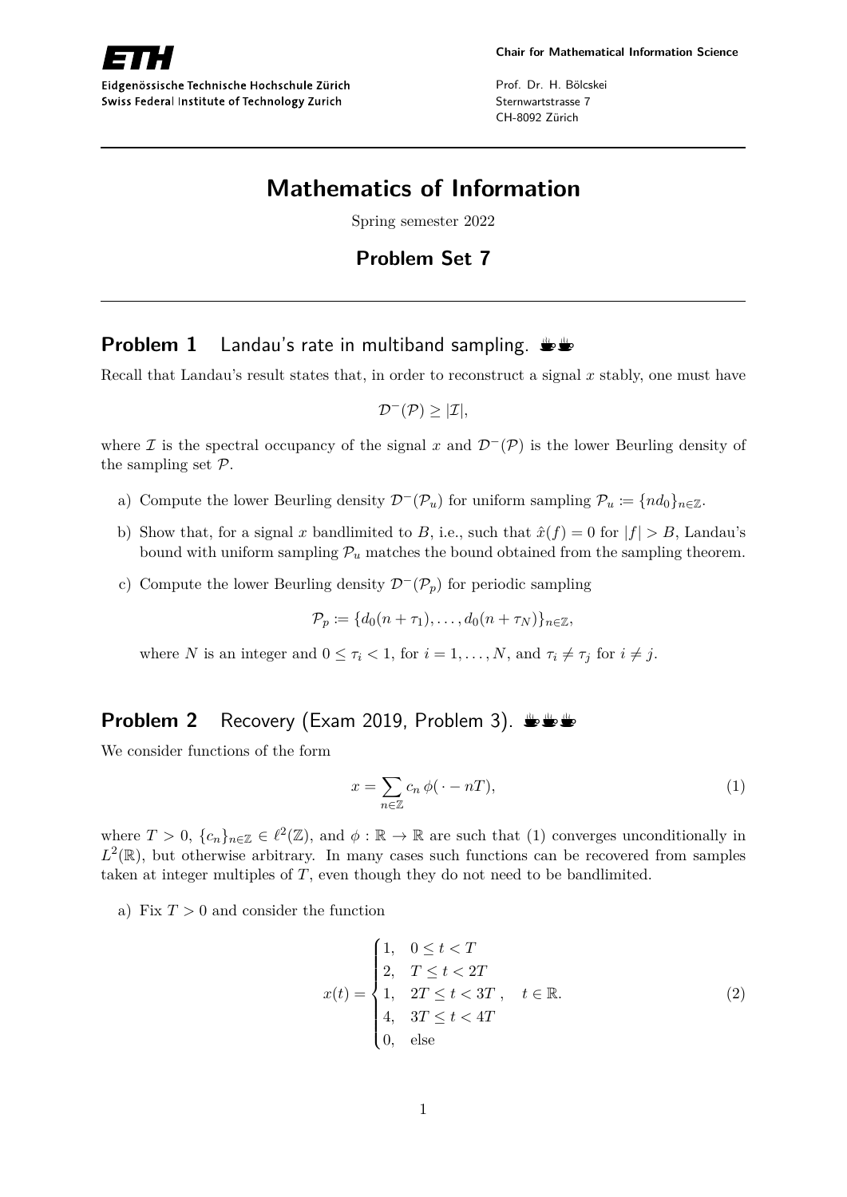Eidgenössische Technische Hochschule Zürich
Swiss Federal Institute of Technology Zurich

**Chair for Mathematical Information Science**

Prof. Dr. H. Bölcskei
Sternwartstrasse 7
CH-8092 Zürich

# Mathematics of Information

Spring semester 2022

## Problem Set 7

### Problem 1 Landau's rate in multiband sampling. ☕☕

Recall that Landau's result states that, in order to reconstruct a signal $x$ stably, one must have

$$\mathcal{D}^-(\mathcal{P}) \geq |\mathcal{I}|,$$

where $\mathcal{I}$ is the spectral occupancy of the signal $x$ and $\mathcal{D}^-(\mathcal{P})$ is the lower Beurling density of the sampling set $\mathcal{P}$.

a) Compute the lower Beurling density $\mathcal{D}^-(\mathcal{P}_u)$ for uniform sampling $\mathcal{P}_u := \{nd_0\}_{n\in\mathbb{Z}}$.

b) Show that, for a signal $x$ bandlimited to $B$, i.e., such that $\hat{x}(f) = 0$ for $|f| > B$, Landau's bound with uniform sampling $\mathcal{P}_u$ matches the bound obtained from the sampling theorem.

c) Compute the lower Beurling density $\mathcal{D}^-(\mathcal{P}_p)$ for periodic sampling

$$\mathcal{P}_p := \{d_0(n + \tau_1), \ldots, d_0(n + \tau_N)\}_{n\in\mathbb{Z}},$$

where $N$ is an integer and $0 \leq \tau_i < 1$, for $i = 1, \ldots, N$, and $\tau_i \neq \tau_j$ for $i \neq j$.

### Problem 2 Recovery (Exam 2019, Problem 3). ☕☕☕

We consider functions of the form

$$x = \sum_{n\in\mathbb{Z}} c_n \, \phi(\cdot - nT), \tag{1}$$

where $T > 0$, $\{c_n\}_{n\in\mathbb{Z}} \in \ell^2(\mathbb{Z})$, and $\phi : \mathbb{R} \to \mathbb{R}$ are such that (1) converges unconditionally in $L^2(\mathbb{R})$, but otherwise arbitrary. In many cases such functions can be recovered from samples taken at integer multiples of $T$, even though they do not need to be bandlimited.

a) Fix $T > 0$ and consider the function

$$x(t) = \begin{cases} 1, & 0 \leq t < T \\ 2, & T \leq t < 2T \\ 1, & 2T \leq t < 3T \\ 4, & 3T \leq t < 4T \\ 0, & \text{else} \end{cases}, \quad t \in \mathbb{R}. \tag{2}$$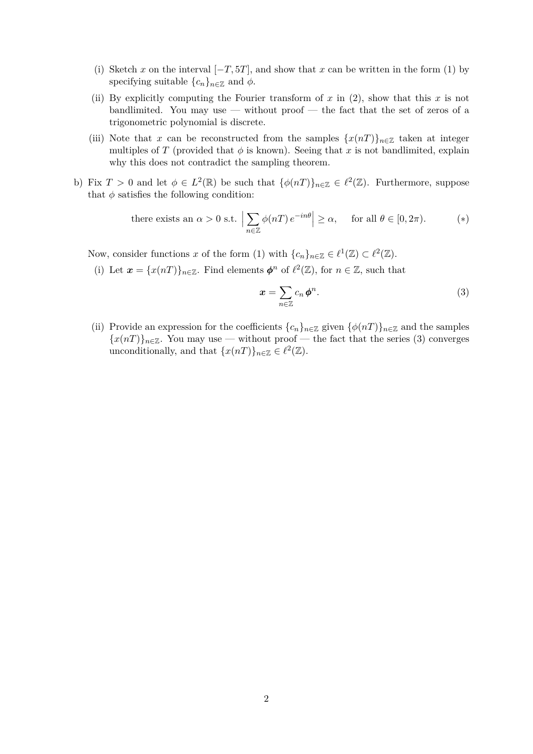(i) Sketch $x$ on the interval $[-T, 5T]$, and show that $x$ can be written in the form (1) by specifying suitable $\{c_n\}_{n\in\mathbb{Z}}$ and $\phi$.

(ii) By explicitly computing the Fourier transform of $x$ in (2), show that this $x$ is not bandlimited. You may use — without proof — the fact that the set of zeros of a trigonometric polynomial is discrete.

(iii) Note that $x$ can be reconstructed from the samples $\{x(nT)\}_{n\in\mathbb{Z}}$ taken at integer multiples of $T$ (provided that $\phi$ is known). Seeing that $x$ is not bandlimited, explain why this does not contradict the sampling theorem.

b) Fix $T > 0$ and let $\phi \in L^2(\mathbb{R})$ be such that $\{\phi(nT)\}_{n\in\mathbb{Z}} \in \ell^2(\mathbb{Z})$. Furthermore, suppose that $\phi$ satisfies the following condition:

$$\text{there exists an } \alpha > 0 \text{ s.t. } \Big|\sum_{n\in\mathbb{Z}} \phi(nT)\, e^{-in\theta}\Big| \geq \alpha, \qquad \text{for all } \theta \in [0, 2\pi). \tag{$*$}$$

Now, consider functions $x$ of the form (1) with $\{c_n\}_{n\in\mathbb{Z}} \in \ell^1(\mathbb{Z}) \subset \ell^2(\mathbb{Z})$.

(i) Let $\boldsymbol{x} = \{x(nT)\}_{n\in\mathbb{Z}}$. Find elements $\boldsymbol{\phi}^n$ of $\ell^2(\mathbb{Z})$, for $n \in \mathbb{Z}$, such that

$$\boldsymbol{x} = \sum_{n\in\mathbb{Z}} c_n\, \boldsymbol{\phi}^n. \tag{3}$$

(ii) Provide an expression for the coefficients $\{c_n\}_{n\in\mathbb{Z}}$ given $\{\phi(nT)\}_{n\in\mathbb{Z}}$ and the samples $\{x(nT)\}_{n\in\mathbb{Z}}$. You may use — without proof — the fact that the series (3) converges unconditionally, and that $\{x(nT)\}_{n\in\mathbb{Z}} \in \ell^2(\mathbb{Z})$.